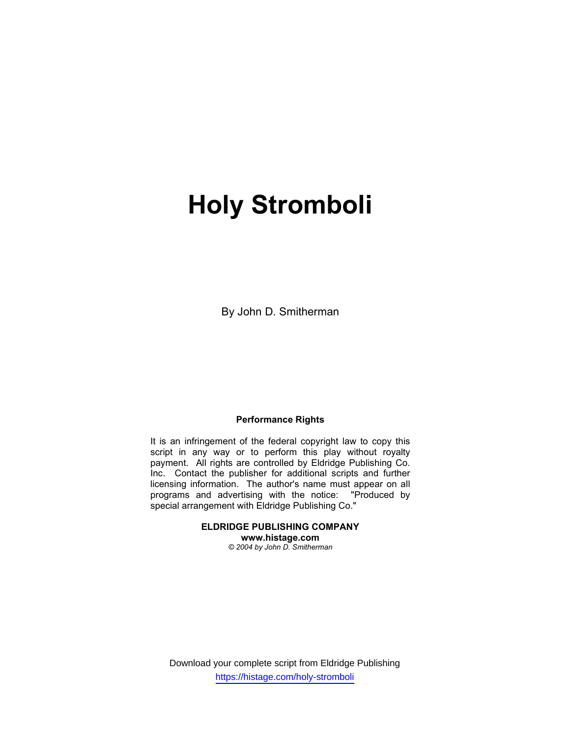# Holy Stromboli

By John D. Smitherman

**Performance Rights**

It is an infringement of the federal copyright law to copy this script in any way or to perform this play without royalty payment. All rights are controlled by Eldridge Publishing Co. Inc. Contact the publisher for additional scripts and further licensing information. The author's name must appear on all programs and advertising with the notice: "Produced by special arrangement with Eldridge Publishing Co."

**ELDRIDGE PUBLISHING COMPANY**
**www.histage.com**
*© 2004 by John D. Smitherman*

Download your complete script from Eldridge Publishing
https://histage.com/holy-stromboli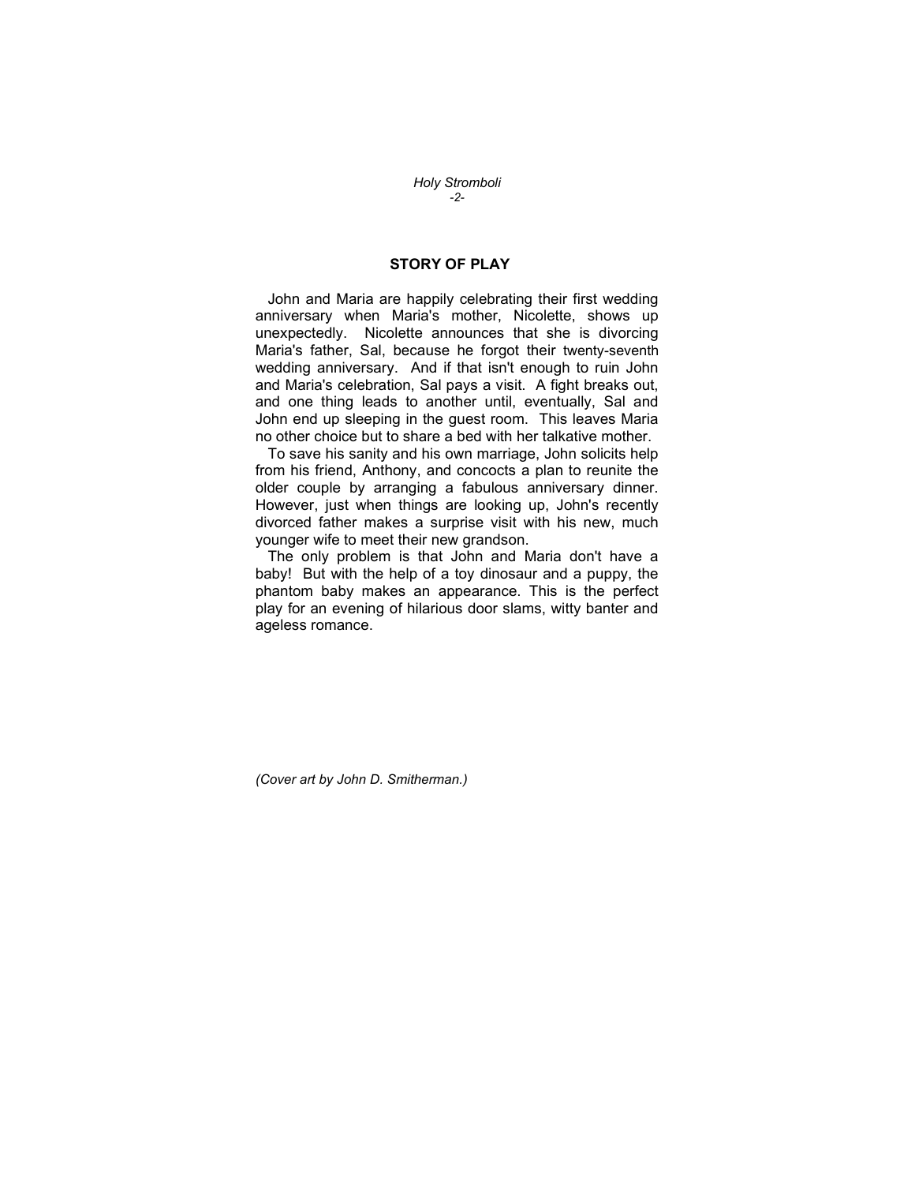## STORY OF PLAY

John and Maria are happily celebrating their first wedding anniversary when Maria's mother, Nicolette, shows up unexpectedly. Nicolette announces that she is divorcing Maria's father, Sal, because he forgot their twenty-seventh wedding anniversary. And if that isn't enough to ruin John and Maria's celebration, Sal pays a visit. A fight breaks out, and one thing leads to another until, eventually, Sal and John end up sleeping in the guest room. This leaves Maria no other choice but to share a bed with her talkative mother.

To save his sanity and his own marriage, John solicits help from his friend, Anthony, and concocts a plan to reunite the older couple by arranging a fabulous anniversary dinner. However, just when things are looking up, John's recently divorced father makes a surprise visit with his new, much younger wife to meet their new grandson.

The only problem is that John and Maria don't have a baby! But with the help of a toy dinosaur and a puppy, the phantom baby makes an appearance. This is the perfect play for an evening of hilarious door slams, witty banter and ageless romance.

*(Cover art by John D. Smitherman.)*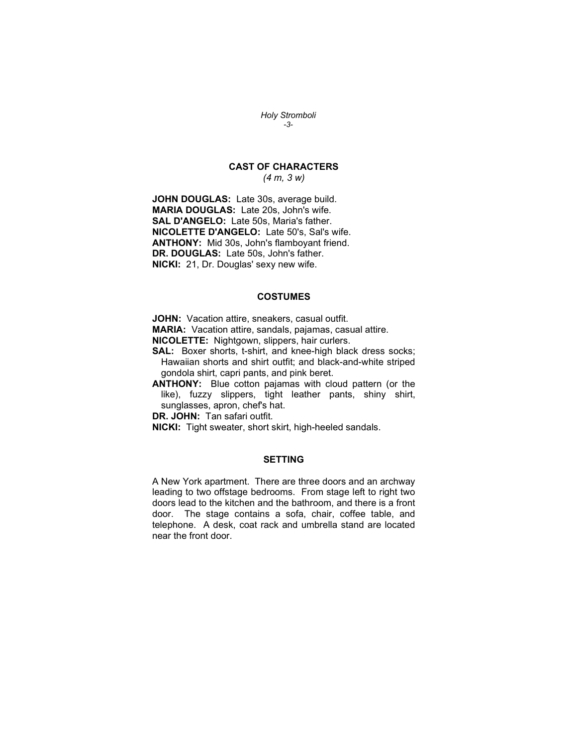## CAST OF CHARACTERS

*(4 m, 3 w)*

**JOHN DOUGLAS:** Late 30s, average build.
**MARIA DOUGLAS:** Late 20s, John's wife.
**SAL D'ANGELO:** Late 50s, Maria's father.
**NICOLETTE D'ANGELO:** Late 50's, Sal's wife.
**ANTHONY:** Mid 30s, John's flamboyant friend.
**DR. DOUGLAS:** Late 50s, John's father.
**NICKI:** 21, Dr. Douglas' sexy new wife.

## COSTUMES

**JOHN:** Vacation attire, sneakers, casual outfit.
**MARIA:** Vacation attire, sandals, pajamas, casual attire.
**NICOLETTE:** Nightgown, slippers, hair curlers.
**SAL:** Boxer shorts, t-shirt, and knee-high black dress socks; Hawaiian shorts and shirt outfit; and black-and-white striped gondola shirt, capri pants, and pink beret.
**ANTHONY:** Blue cotton pajamas with cloud pattern (or the like), fuzzy slippers, tight leather pants, shiny shirt, sunglasses, apron, chef's hat.
**DR. JOHN:** Tan safari outfit.
**NICKI:** Tight sweater, short skirt, high-heeled sandals.

## SETTING

A New York apartment. There are three doors and an archway leading to two offstage bedrooms. From stage left to right two doors lead to the kitchen and the bathroom, and there is a front door. The stage contains a sofa, chair, coffee table, and telephone. A desk, coat rack and umbrella stand are located near the front door.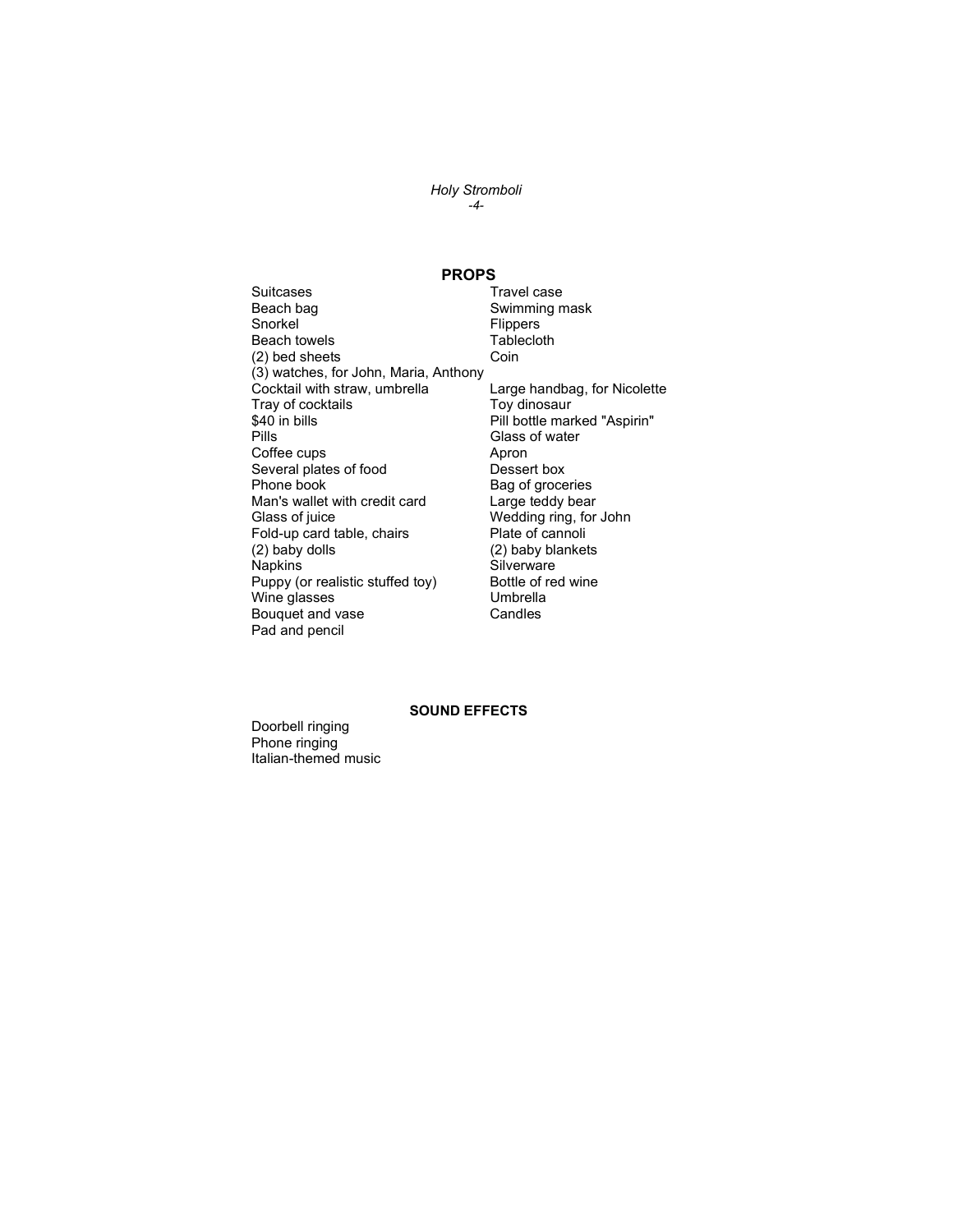## PROPS

- Suitcases
- Beach bag
- Snorkel
- Beach towels
- (2) bed sheets
- (3) watches, for John, Maria, Anthony
- Cocktail with straw, umbrella
- Tray of cocktails
- $40 in bills
- Pills
- Coffee cups
- Several plates of food
- Phone book
- Man's wallet with credit card
- Glass of juice
- Fold-up card table, chairs
- (2) baby dolls
- Napkins
- Puppy (or realistic stuffed toy)
- Wine glasses
- Bouquet and vase
- Pad and pencil
- Travel case
- Swimming mask
- Flippers
- Tablecloth
- Coin
- Large handbag, for Nicolette
- Toy dinosaur
- Pill bottle marked "Aspirin"
- Glass of water
- Apron
- Dessert box
- Bag of groceries
- Large teddy bear
- Wedding ring, for John
- Plate of cannoli
- (2) baby blankets
- Silverware
- Bottle of red wine
- Umbrella
- Candles

### SOUND EFFECTS

- Doorbell ringing
- Phone ringing
- Italian-themed music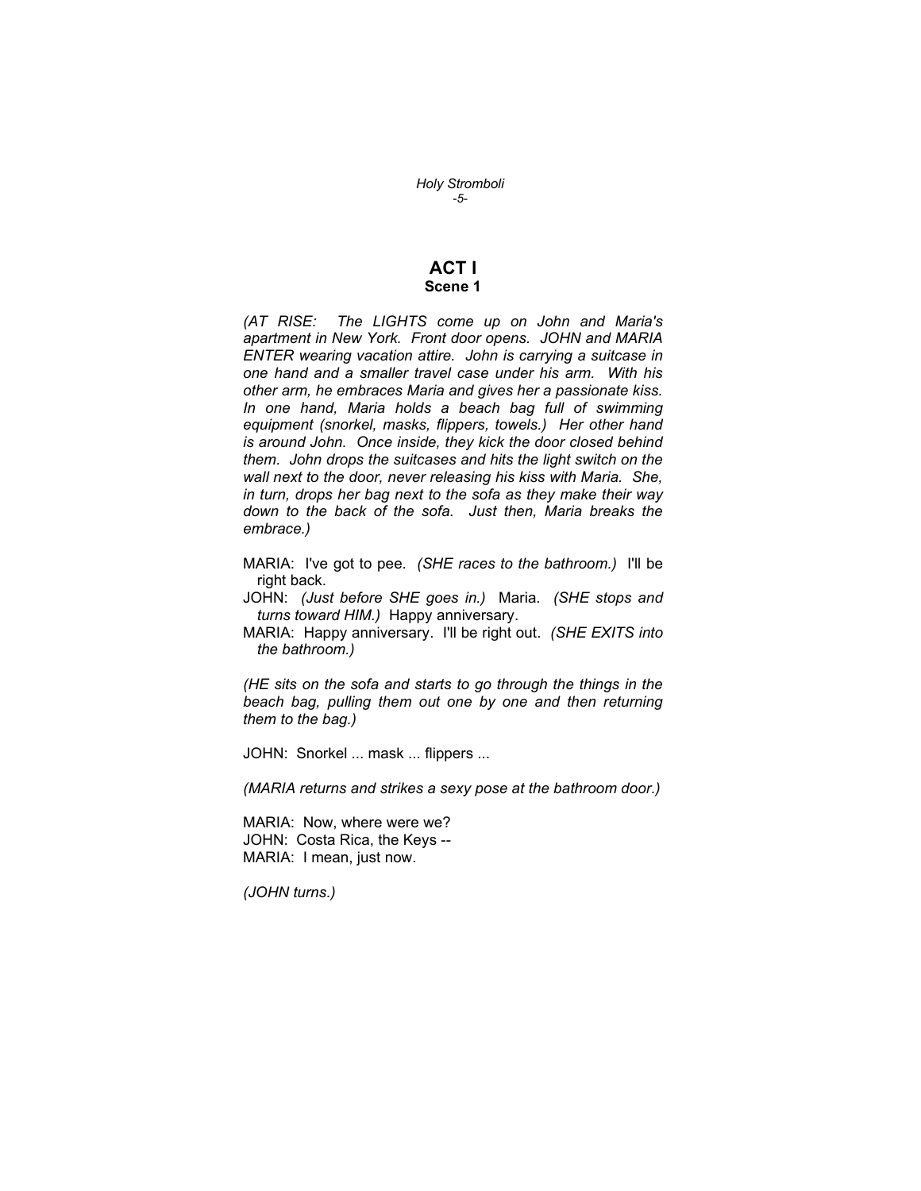# ACT I
## Scene 1

*(AT RISE: The LIGHTS come up on John and Maria's apartment in New York. Front door opens. JOHN and MARIA ENTER wearing vacation attire. John is carrying a suitcase in one hand and a smaller travel case under his arm. With his other arm, he embraces Maria and gives her a passionate kiss. In one hand, Maria holds a beach bag full of swimming equipment (snorkel, masks, flippers, towels.) Her other hand is around John. Once inside, they kick the door closed behind them. John drops the suitcases and hits the light switch on the wall next to the door, never releasing his kiss with Maria. She, in turn, drops her bag next to the sofa as they make their way down to the back of the sofa. Just then, Maria breaks the embrace.)*

MARIA: I've got to pee. *(SHE races to the bathroom.)* I'll be right back.

JOHN: *(Just before SHE goes in.)* Maria. *(SHE stops and turns toward HIM.)* Happy anniversary.

MARIA: Happy anniversary. I'll be right out. *(SHE EXITS into the bathroom.)*

*(HE sits on the sofa and starts to go through the things in the beach bag, pulling them out one by one and then returning them to the bag.)*

JOHN: Snorkel ... mask ... flippers ...

*(MARIA returns and strikes a sexy pose at the bathroom door.)*

MARIA: Now, where were we?

JOHN: Costa Rica, the Keys --

MARIA: I mean, just now.

*(JOHN turns.)*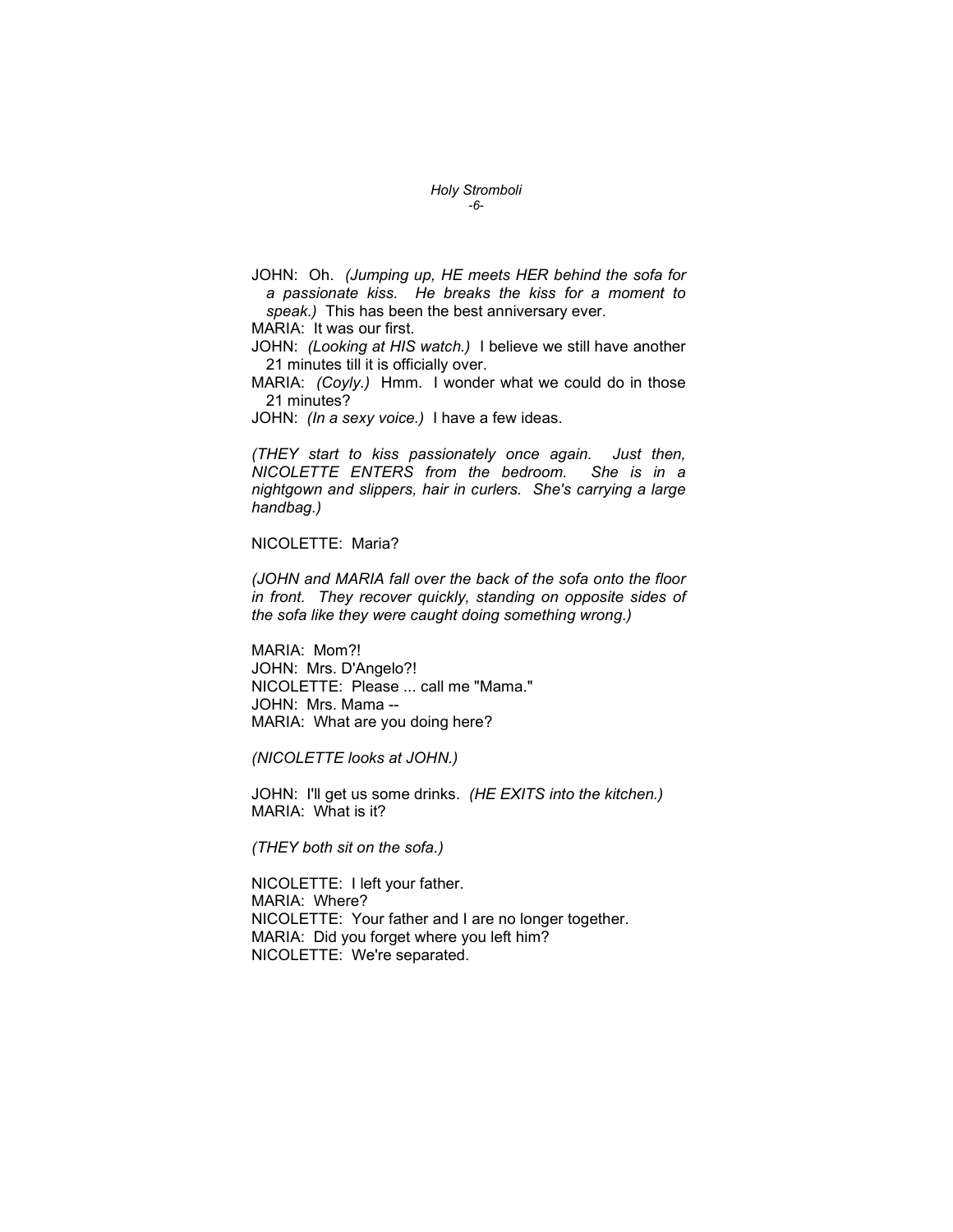JOHN: Oh. *(Jumping up, HE meets HER behind the sofa for a passionate kiss. He breaks the kiss for a moment to speak.)* This has been the best anniversary ever.

MARIA: It was our first.

JOHN: *(Looking at HIS watch.)* I believe we still have another 21 minutes till it is officially over.

MARIA: *(Coyly.)* Hmm. I wonder what we could do in those 21 minutes?

JOHN: *(In a sexy voice.)* I have a few ideas.

*(THEY start to kiss passionately once again. Just then, NICOLETTE ENTERS from the bedroom. She is in a nightgown and slippers, hair in curlers. She's carrying a large handbag.)*

NICOLETTE: Maria?

*(JOHN and MARIA fall over the back of the sofa onto the floor in front. They recover quickly, standing on opposite sides of the sofa like they were caught doing something wrong.)*

MARIA: Mom?!

JOHN: Mrs. D'Angelo?!

NICOLETTE: Please ... call me "Mama."

JOHN: Mrs. Mama --

MARIA: What are you doing here?

*(NICOLETTE looks at JOHN.)*

JOHN: I'll get us some drinks. *(HE EXITS into the kitchen.)*

MARIA: What is it?

*(THEY both sit on the sofa.)*

NICOLETTE: I left your father.

MARIA: Where?

NICOLETTE: Your father and I are no longer together.

MARIA: Did you forget where you left him?

NICOLETTE: We're separated.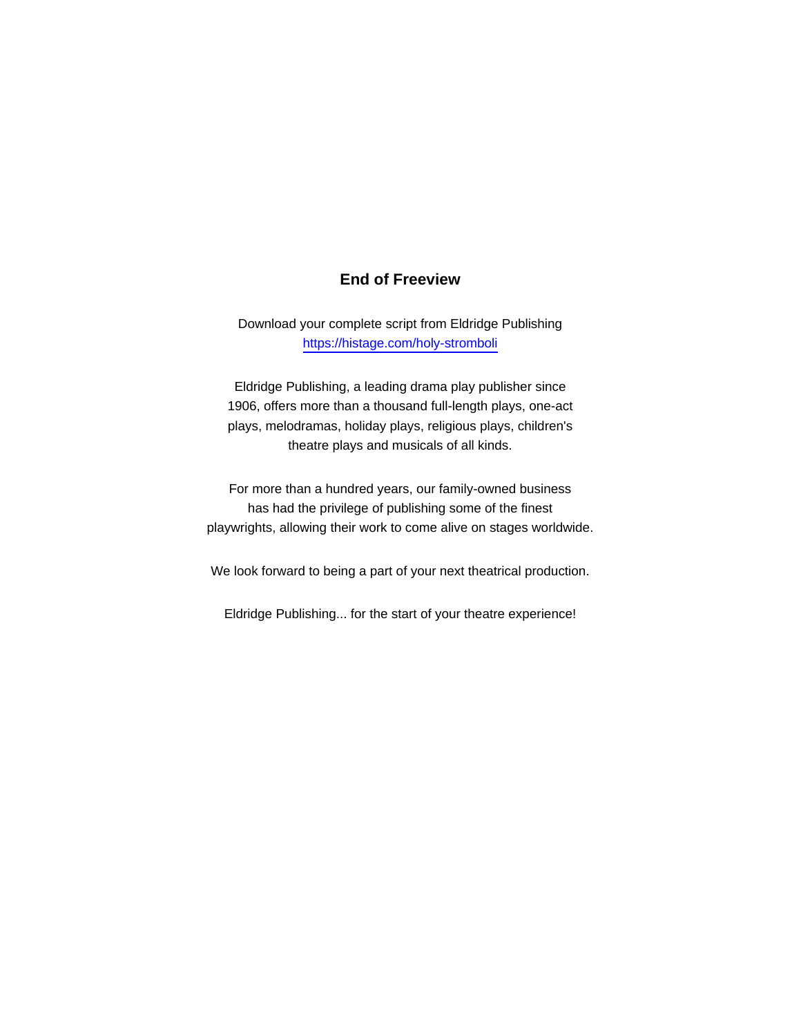## End of Freeview

Download your complete script from Eldridge Publishing
[https://histage.com/holy-stromboli](https://histage.com/holy-stromboli)

Eldridge Publishing, a leading drama play publisher since 1906, offers more than a thousand full-length plays, one-act plays, melodramas, holiday plays, religious plays, children's theatre plays and musicals of all kinds.

For more than a hundred years, our family-owned business has had the privilege of publishing some of the finest playwrights, allowing their work to come alive on stages worldwide.

We look forward to being a part of your next theatrical production.

Eldridge Publishing... for the start of your theatre experience!